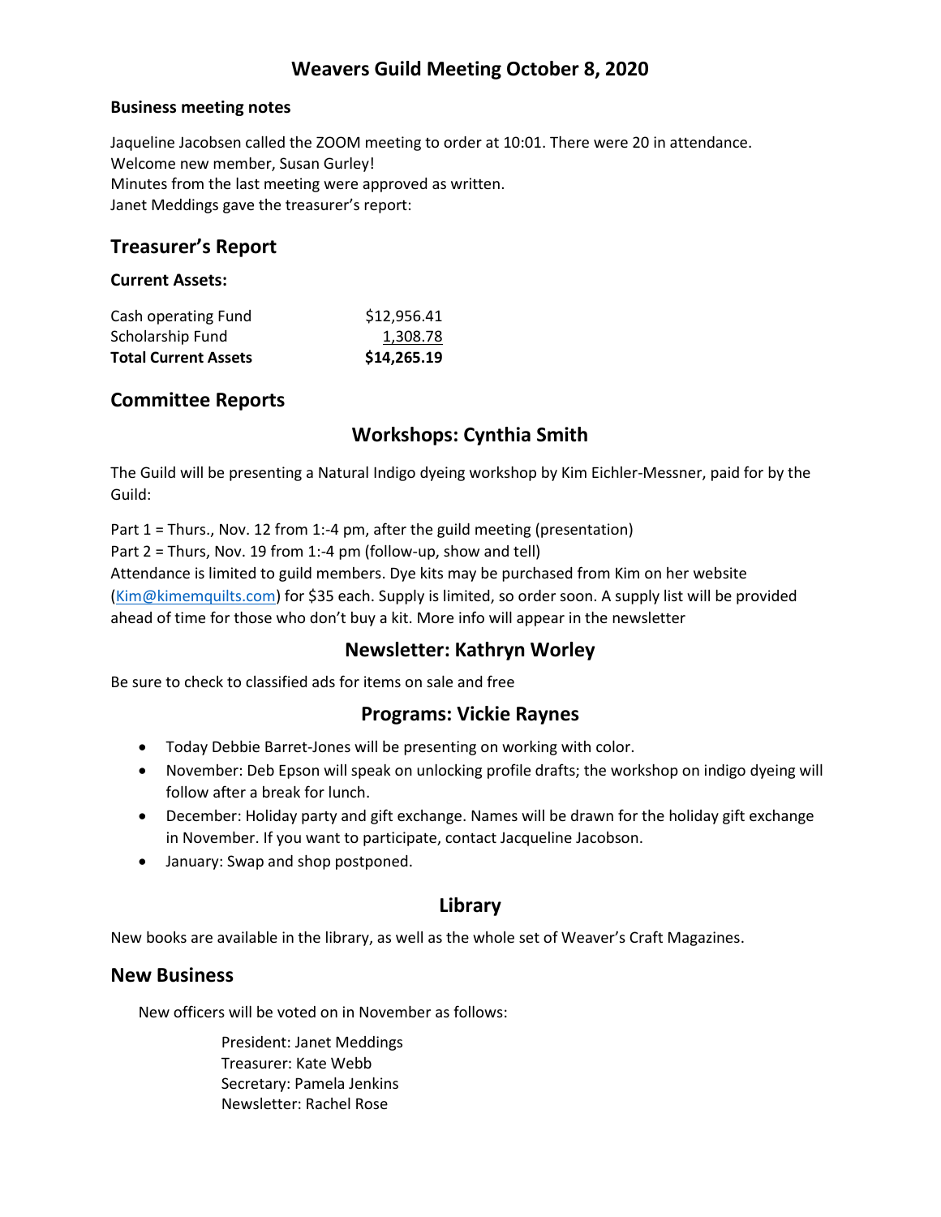# Weavers Guild Meeting October 8, 2020

### Business meeting notes

Jaqueline Jacobsen called the ZOOM meeting to order at 10:01. There were 20 in attendance.
Welcome new member, Susan Gurley!
Minutes from the last meeting were approved as written.
Janet Meddings gave the treasurer's report:

## Treasurer's Report

### Current Assets:

| | |
|---|---|
| Cash operating Fund | $12,956.41 |
| Scholarship Fund | 1,308.78 |
| **Total Current Assets** | **$14,265.19** |

## Committee Reports

## Workshops: Cynthia Smith

The Guild will be presenting a Natural Indigo dyeing workshop by Kim Eichler-Messner, paid for by the Guild:

Part 1 = Thurs., Nov. 12 from 1:-4 pm, after the guild meeting (presentation)
Part 2 = Thurs, Nov. 19 from 1:-4 pm (follow-up, show and tell)
Attendance is limited to guild members. Dye kits may be purchased from Kim on her website (Kim@kimemquilts.com) for $35 each. Supply is limited, so order soon. A supply list will be provided ahead of time for those who don't buy a kit. More info will appear in the newsletter

## Newsletter: Kathryn Worley

Be sure to check to classified ads for items on sale and free

## Programs: Vickie Raynes

- Today Debbie Barret-Jones will be presenting on working with color.
- November: Deb Epson will speak on unlocking profile drafts; the workshop on indigo dyeing will follow after a break for lunch.
- December: Holiday party and gift exchange. Names will be drawn for the holiday gift exchange in November. If you want to participate, contact Jacqueline Jacobson.
- January: Swap and shop postponed.

## Library

New books are available in the library, as well as the whole set of Weaver's Craft Magazines.

## New Business

New officers will be voted on in November as follows:

President: Janet Meddings
Treasurer: Kate Webb
Secretary: Pamela Jenkins
Newsletter: Rachel Rose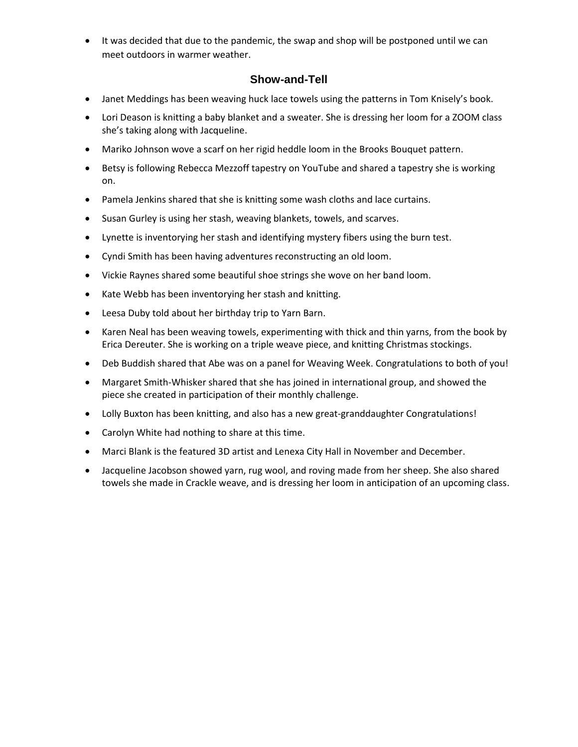- It was decided that due to the pandemic, the swap and shop will be postponed until we can meet outdoors in warmer weather.

## Show-and-Tell

- Janet Meddings has been weaving huck lace towels using the patterns in Tom Knisely's book.
- Lori Deason is knitting a baby blanket and a sweater. She is dressing her loom for a ZOOM class she's taking along with Jacqueline.
- Mariko Johnson wove a scarf on her rigid heddle loom in the Brooks Bouquet pattern.
- Betsy is following Rebecca Mezzoff tapestry on YouTube and shared a tapestry she is working on.
- Pamela Jenkins shared that she is knitting some wash cloths and lace curtains.
- Susan Gurley is using her stash, weaving blankets, towels, and scarves.
- Lynette is inventorying her stash and identifying mystery fibers using the burn test.
- Cyndi Smith has been having adventures reconstructing an old loom.
- Vickie Raynes shared some beautiful shoe strings she wove on her band loom.
- Kate Webb has been inventorying her stash and knitting.
- Leesa Duby told about her birthday trip to Yarn Barn.
- Karen Neal has been weaving towels, experimenting with thick and thin yarns, from the book by Erica Dereuter. She is working on a triple weave piece, and knitting Christmas stockings.
- Deb Buddish shared that Abe was on a panel for Weaving Week. Congratulations to both of you!
- Margaret Smith-Whisker shared that she has joined in international group, and showed the piece she created in participation of their monthly challenge.
- Lolly Buxton has been knitting, and also has a new great-granddaughter Congratulations!
- Carolyn White had nothing to share at this time.
- Marci Blank is the featured 3D artist and Lenexa City Hall in November and December.
- Jacqueline Jacobson showed yarn, rug wool, and roving made from her sheep. She also shared towels she made in Crackle weave, and is dressing her loom in anticipation of an upcoming class.